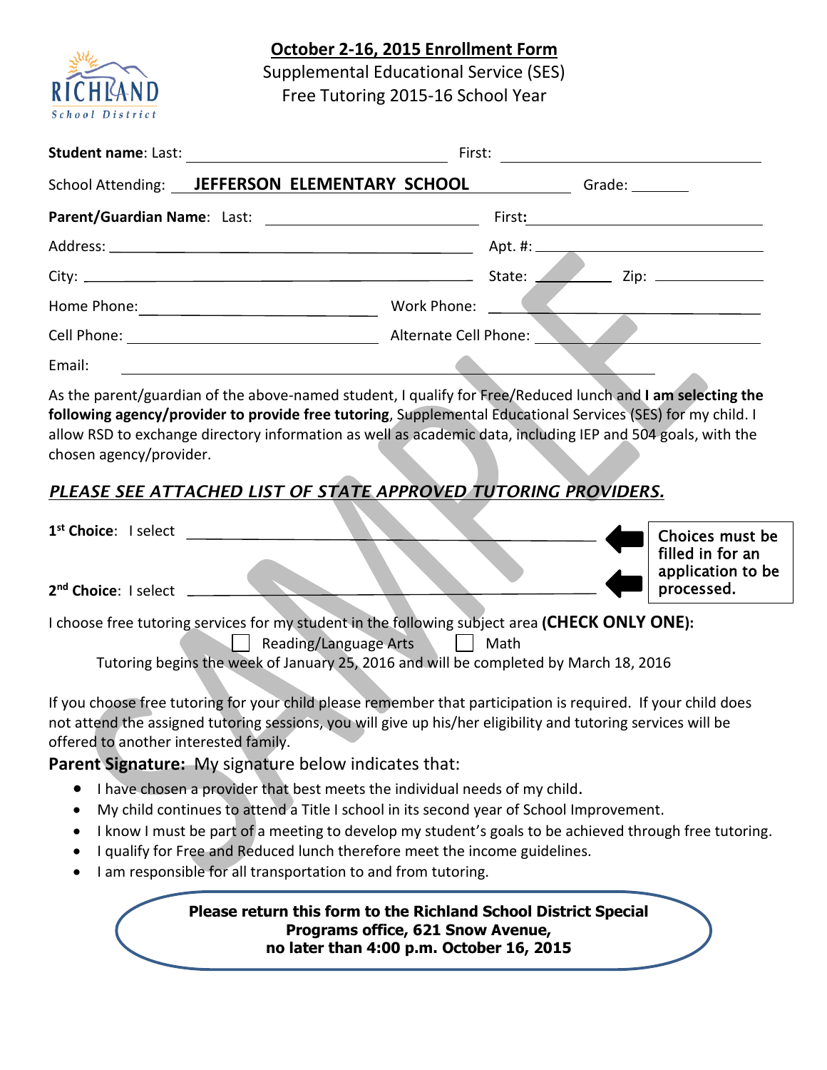# October 2-16, 2015 Enrollment Form

Supplemental Educational Service (SES)
Free Tutoring 2015-16 School Year

**Student name**: Last: ______________________ First: ______________________

School Attending: **JEFFERSON ELEMENTARY SCHOOL** Grade: ________

**Parent/Guardian Name**: Last: ______________________ First: ______________________

Address: ______________________ Apt. #: ______________________

City: ______________________ State: ________ Zip: ____________

Home Phone: ______________________ Work Phone: ______________________

Cell Phone: ______________________ Alternate Cell Phone: ______________________

Email: ______________________

As the parent/guardian of the above-named student, I qualify for Free/Reduced lunch and **I am selecting the following agency/provider to provide free tutoring**, Supplemental Educational Services (SES) for my child. I allow RSD to exchange directory information as well as academic data, including IEP and 504 goals, with the chosen agency/provider.

***PLEASE SEE ATTACHED LIST OF STATE APPROVED TUTORING PROVIDERS.***

**1st Choice**: I select ______________________

**2nd Choice**: I select ______________________

Choices must be filled in for an application to be processed.

I choose free tutoring services for my student in the following subject area **(CHECK ONLY ONE):**

☐ Reading/Language Arts ☐ Math

Tutoring begins the week of January 25, 2016 and will be completed by March 18, 2016

If you choose free tutoring for your child please remember that participation is required. If your child does not attend the assigned tutoring sessions, you will give up his/her eligibility and tutoring services will be offered to another interested family.

**Parent Signature:** My signature below indicates that:

- I have chosen a provider that best meets the individual needs of my child.
- My child continues to attend a Title I school in its second year of School Improvement.
- I know I must be part of a meeting to develop my student's goals to be achieved through free tutoring.
- I qualify for Free and Reduced lunch therefore meet the income guidelines.
- I am responsible for all transportation to and from tutoring.

**Please return this form to the Richland School District Special Programs office, 621 Snow Avenue, no later than 4:00 p.m. October 16, 2015**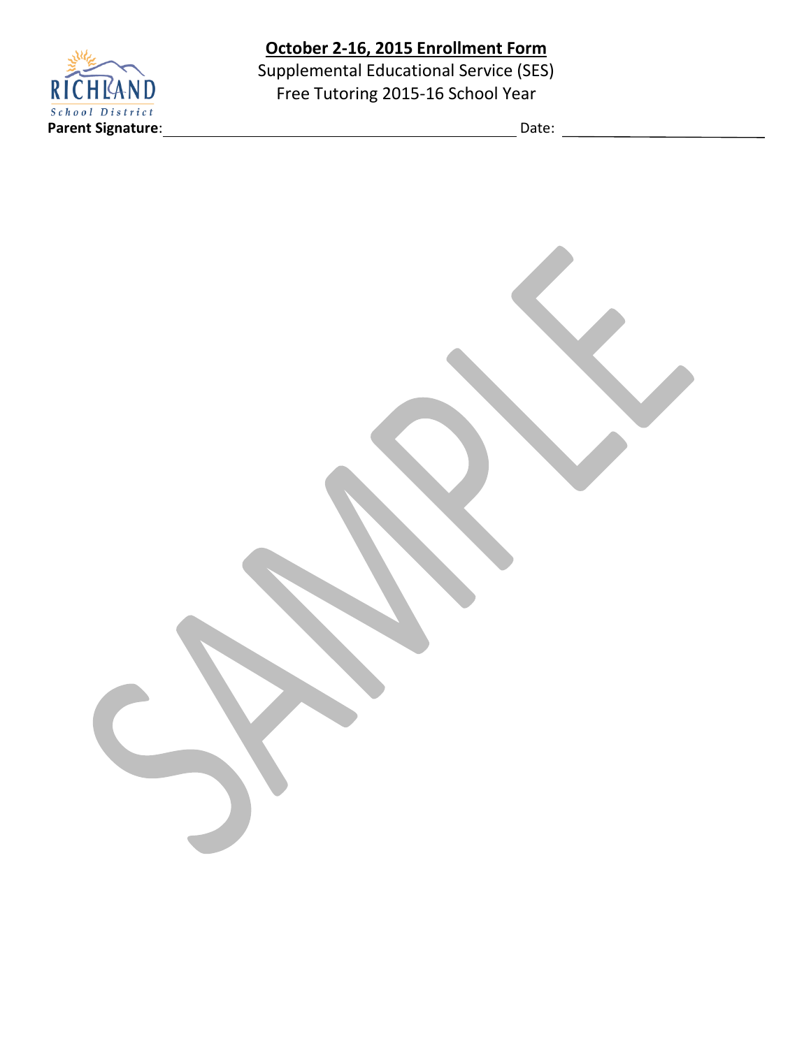RICHLAND
School District

**October 2-16, 2015 Enrollment Form**

Supplemental Educational Service (SES)
Free Tutoring 2015-16 School Year

**Parent Signature**: ______________________________ Date: ______________

SAMPLE